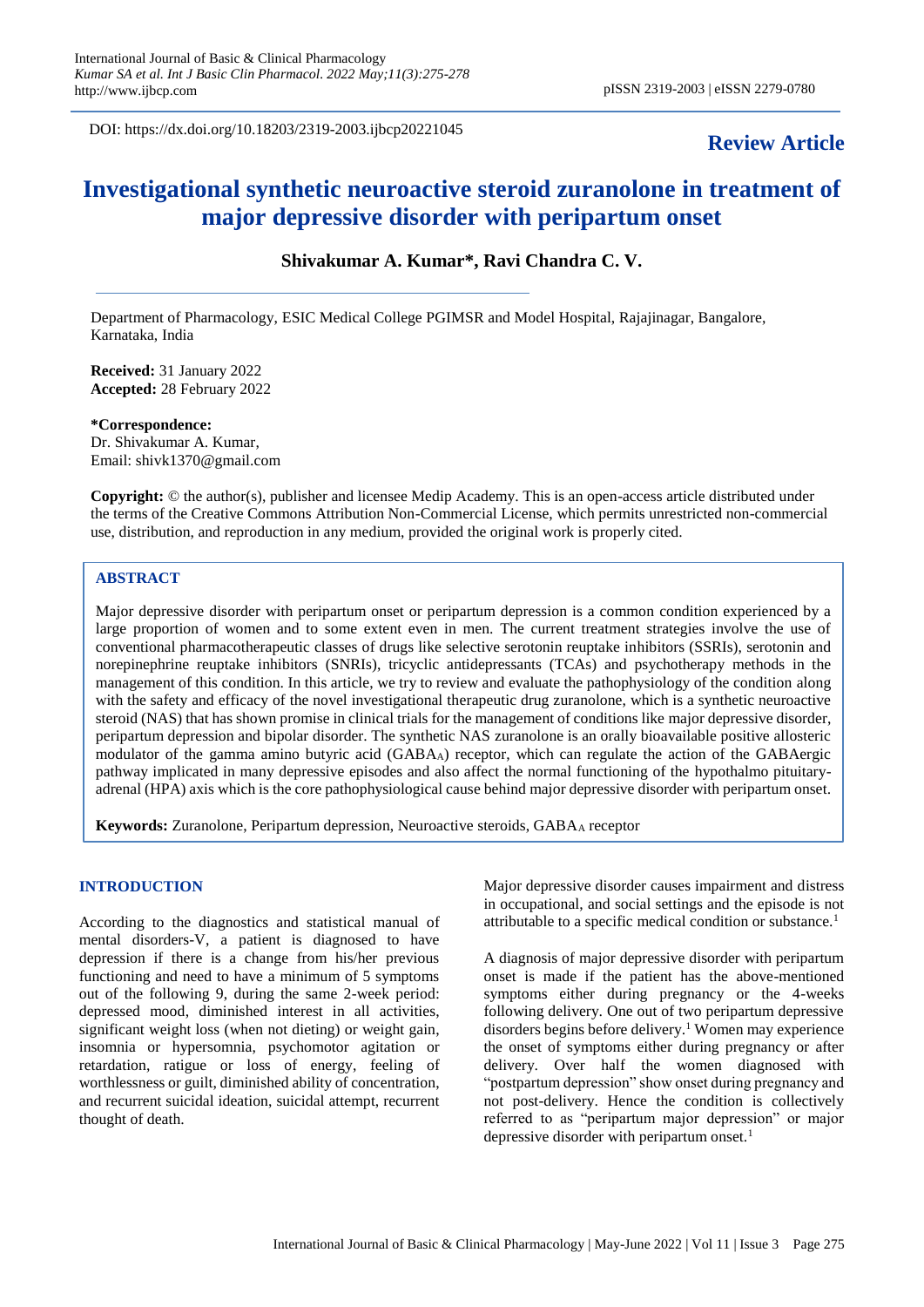DOI: https://dx.doi.org/10.18203/2319-2003.ijbcp20221045

**Review Article**

# Investigational synthetic neuroactive steroid zuranolone in treatment of major depressive disorder with peripartum onset

**Shivakumar A. Kumar\*, Ravi Chandra C. V.**

Department of Pharmacology, ESIC Medical College PGIMSR and Model Hospital, Rajajinagar, Bangalore, Karnataka, India

**Received:** 31 January 2022
**Accepted:** 28 February 2022

**\*Correspondence:**
Dr. Shivakumar A. Kumar,
Email: shivk1370@gmail.com

**Copyright:** © the author(s), publisher and licensee Medip Academy. This is an open-access article distributed under the terms of the Creative Commons Attribution Non-Commercial License, which permits unrestricted non-commercial use, distribution, and reproduction in any medium, provided the original work is properly cited.

## ABSTRACT

Major depressive disorder with peripartum onset or peripartum depression is a common condition experienced by a large proportion of women and to some extent even in men. The current treatment strategies involve the use of conventional pharmacotherapeutic classes of drugs like selective serotonin reuptake inhibitors (SSRIs), serotonin and norepinephrine reuptake inhibitors (SNRIs), tricyclic antidepressants (TCAs) and psychotherapy methods in the management of this condition. In this article, we try to review and evaluate the pathophysiology of the condition along with the safety and efficacy of the novel investigational therapeutic drug zuranolone, which is a synthetic neuroactive steroid (NAS) that has shown promise in clinical trials for the management of conditions like major depressive disorder, peripartum depression and bipolar disorder. The synthetic NAS zuranolone is an orally bioavailable positive allosteric modulator of the gamma amino butyric acid ($GABA_A$) receptor, which can regulate the action of the GABAergic pathway implicated in many depressive episodes and also affect the normal functioning of the hypothalmo pituitary-adrenal (HPA) axis which is the core pathophysiological cause behind major depressive disorder with peripartum onset.

**Keywords:** Zuranolone, Peripartum depression, Neuroactive steroids, $GABA_A$ receptor

## INTRODUCTION

According to the diagnostics and statistical manual of mental disorders-V, a patient is diagnosed to have depression if there is a change from his/her previous functioning and need to have a minimum of 5 symptoms out of the following 9, during the same 2-week period: depressed mood, diminished interest in all activities, significant weight loss (when not dieting) or weight gain, insomnia or hypersomnia, psychomotor agitation or retardation, ratigue or loss of energy, feeling of worthlessness or guilt, diminished ability of concentration, and recurrent suicidal ideation, suicidal attempt, recurrent thought of death.

Major depressive disorder causes impairment and distress in occupational, and social settings and the episode is not attributable to a specific medical condition or substance.[1]

A diagnosis of major depressive disorder with peripartum onset is made if the patient has the above-mentioned symptoms either during pregnancy or the 4-weeks following delivery. One out of two peripartum depressive disorders begins before delivery.[1] Women may experience the onset of symptoms either during pregnancy or after delivery. Over half the women diagnosed with "postpartum depression" show onset during pregnancy and not post-delivery. Hence the condition is collectively referred to as "peripartum major depression" or major depressive disorder with peripartum onset.[1]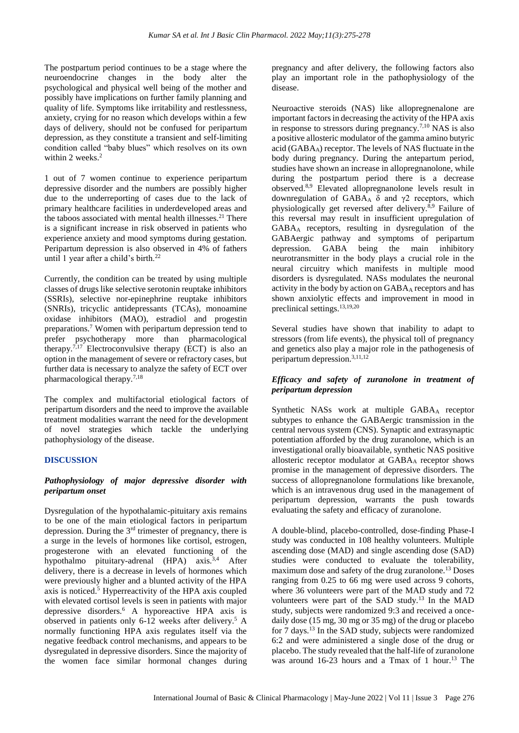The postpartum period continues to be a stage where the neuroendocrine changes in the body alter the psychological and physical well being of the mother and possibly have implications on further family planning and quality of life. Symptoms like irritability and restlessness, anxiety, crying for no reason which develops within a few days of delivery, should not be confused for peripartum depression, as they constitute a transient and self-limiting condition called "baby blues" which resolves on its own within 2 weeks.[2]

1 out of 7 women continue to experience peripartum depressive disorder and the numbers are possibly higher due to the underreporting of cases due to the lack of primary healthcare facilities in underdeveloped areas and the taboos associated with mental health illnesses.[21] There is a significant increase in risk observed in patients who experience anxiety and mood symptoms during gestation. Peripartum depression is also observed in 4% of fathers until 1 year after a child's birth.[22]

Currently, the condition can be treated by using multiple classes of drugs like selective serotonin reuptake inhibitors (SSRIs), selective nor-epinephrine reuptake inhibitors (SNRIs), tricyclic antidepressants (TCAs), monoamine oxidase inhibitors (MAO), estradiol and progestin preparations.[7] Women with peripartum depression tend to prefer psychotherapy more than pharmacological therapy.[7,17] Electroconvulsive therapy (ECT) is also an option in the management of severe or refractory cases, but further data is necessary to analyze the safety of ECT over pharmacological therapy.[7,18]

The complex and multifactorial etiological factors of peripartum disorders and the need to improve the available treatment modalities warrant the need for the development of novel strategies which tackle the underlying pathophysiology of the disease.

## DISCUSSION

### *Pathophysiology of major depressive disorder with peripartum onset*

Dysregulation of the hypothalamic-pituitary axis remains to be one of the main etiological factors in peripartum depression. During the 3rd trimester of pregnancy, there is a surge in the levels of hormones like cortisol, estrogen, progesterone with an elevated functioning of the hypothalmo pituitary-adrenal (HPA) axis.[3,4] After delivery, there is a decrease in levels of hormones which were previously higher and a blunted activity of the HPA axis is noticed.[5] Hyperreactivity of the HPA axis coupled with elevated cortisol levels is seen in patients with major depressive disorders.[6] A hyporeactive HPA axis is observed in patients only 6-12 weeks after delivery.[5] A normally functioning HPA axis regulates itself via the negative feedback control mechanisms, and appears to be dysregulated in depressive disorders. Since the majority of the women face similar hormonal changes during pregnancy and after delivery, the following factors also play an important role in the pathophysiology of the disease.

Neuroactive steroids (NAS) like allopregnenalone are important factors in decreasing the activity of the HPA axis in response to stressors during pregnancy.[7,10] NAS is also a positive allosteric modulator of the gamma amino butyric acid ($GABA_A$) receptor. The levels of NAS fluctuate in the body during pregnancy. During the antepartum period, studies have shown an increase in allopregnanolone, while during the postpartum period there is a decrease observed.[8,9] Elevated allopregnanolone levels result in downregulation of $GABA_A$ $\delta$ and $\gamma 2$ receptors, which physiologically get reversed after delivery.[8,9] Failure of this reversal may result in insufficient upregulation of $GABA_A$ receptors, resulting in dysregulation of the GABAergic pathway and symptoms of peripartum depression. GABA being the main inhibitory neurotransmitter in the body plays a crucial role in the neural circuitry which manifests in multiple mood disorders is dysregulated. NASs modulates the neuronal activity in the body by action on $GABA_A$ receptors and has shown anxiolytic effects and improvement in mood in preclinical settings.[13,19,20]

Several studies have shown that inability to adapt to stressors (from life events), the physical toll of pregnancy and genetics also play a major role in the pathogenesis of peripartum depression.[3,11,12]

### *Efficacy and safety of zuranolone in treatment of peripartum depression*

Synthetic NASs work at multiple $GABA_A$ receptor subtypes to enhance the GABAergic transmission in the central nervous system (CNS). Synaptic and extrasynaptic potentiation afforded by the drug zuranolone, which is an investigational orally bioavailable, synthetic NAS positive allosteric receptor modulator at $GABA_A$ receptor shows promise in the management of depressive disorders. The success of allopregnanolone formulations like brexanole, which is an intravenous drug used in the management of peripartum depression, warrants the push towards evaluating the safety and efficacy of zuranolone.

A double-blind, placebo-controlled, dose-finding Phase-I study was conducted in 108 healthy volunteers. Multiple ascending dose (MAD) and single ascending dose (SAD) studies were conducted to evaluate the tolerability, maximum dose and safety of the drug zuranolone.[13] Doses ranging from 0.25 to 66 mg were used across 9 cohorts, where 36 volunteers were part of the MAD study and 72 volunteers were part of the SAD study.[13] In the MAD study, subjects were randomized 9:3 and received a once-daily dose (15 mg, 30 mg or 35 mg) of the drug or placebo for 7 days.[13] In the SAD study, subjects were randomized 6:2 and were administered a single dose of the drug or placebo. The study revealed that the half-life of zuranolone was around 16-23 hours and a Tmax of 1 hour.[13] The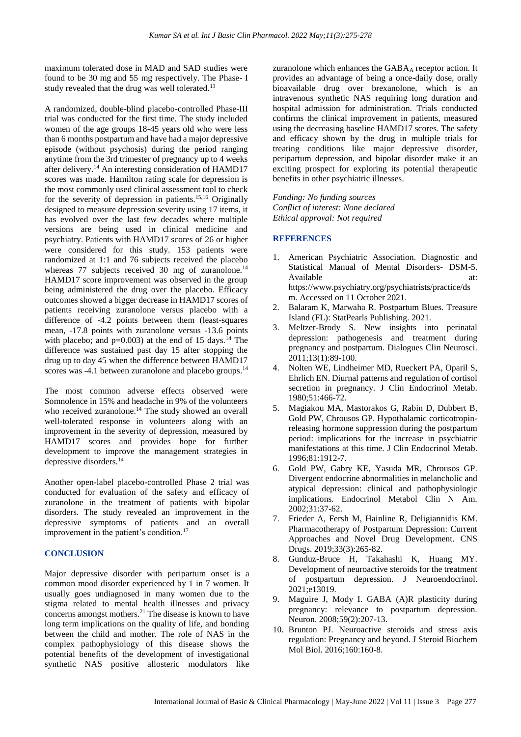maximum tolerated dose in MAD and SAD studies were found to be 30 mg and 55 mg respectively. The Phase- I study revealed that the drug was well tolerated.[13]

A randomized, double-blind placebo-controlled Phase-III trial was conducted for the first time. The study included women of the age groups 18-45 years old who were less than 6 months postpartum and have had a major depressive episode (without psychosis) during the period ranging anytime from the 3rd trimester of pregnancy up to 4 weeks after delivery.[14] An interesting consideration of HAMD17 scores was made. Hamilton rating scale for depression is the most commonly used clinical assessment tool to check for the severity of depression in patients.[15,16] Originally designed to measure depression severity using 17 items, it has evolved over the last few decades where multiple versions are being used in clinical medicine and psychiatry. Patients with HAMD17 scores of 26 or higher were considered for this study. 153 patients were randomized at 1:1 and 76 subjects received the placebo whereas 77 subjects received 30 mg of zuranolone.[14] HAMD17 score improvement was observed in the group being administered the drug over the placebo. Efficacy outcomes showed a bigger decrease in HAMD17 scores of patients receiving zuranolone versus placebo with a difference of -4.2 points between them (least-squares mean, -17.8 points with zuranolone versus -13.6 points with placebo; and p=0.003) at the end of 15 days.[14] The difference was sustained past day 15 after stopping the drug up to day 45 when the difference between HAMD17 scores was -4.1 between zuranolone and placebo groups.[14]

The most common adverse effects observed were Somnolence in 15% and headache in 9% of the volunteers who received zuranolone.[14] The study showed an overall well-tolerated response in volunteers along with an improvement in the severity of depression, measured by HAMD17 scores and provides hope for further development to improve the management strategies in depressive disorders.[14]

Another open-label placebo-controlled Phase 2 trial was conducted for evaluation of the safety and efficacy of zuranolone in the treatment of patients with bipolar disorders. The study revealed an improvement in the depressive symptoms of patients and an overall improvement in the patient's condition.[17]

## CONCLUSION

Major depressive disorder with peripartum onset is a common mood disorder experienced by 1 in 7 women. It usually goes undiagnosed in many women due to the stigma related to mental health illnesses and privacy concerns amongst mothers.[21] The disease is known to have long term implications on the quality of life, and bonding between the child and mother. The role of NAS in the complex pathophysiology of this disease shows the potential benefits of the development of investigational synthetic NAS positive allosteric modulators like zuranolone which enhances the $GABA_A$ receptor action. It provides an advantage of being a once-daily dose, orally bioavailable drug over brexanolone, which is an intravenous synthetic NAS requiring long duration and hospital admission for administration. Trials conducted confirms the clinical improvement in patients, measured using the decreasing baseline HAMD17 scores. The safety and efficacy shown by the drug in multiple trials for treating conditions like major depressive disorder, peripartum depression, and bipolar disorder make it an exciting prospect for exploring its potential therapeutic benefits in other psychiatric illnesses.

*Funding: No funding sources*
*Conflict of interest: None declared*
*Ethical approval: Not required*

## REFERENCES

1. American Psychiatric Association. Diagnostic and Statistical Manual of Mental Disorders- DSM-5. Available at: https://www.psychiatry.org/psychiatrists/practice/dsm. Accessed on 11 October 2021.
2. Balaram K, Marwaha R. Postpartum Blues. Treasure Island (FL): StatPearls Publishing. 2021.
3. Meltzer-Brody S. New insights into perinatal depression: pathogenesis and treatment during pregnancy and postpartum. Dialogues Clin Neurosci. 2011;13(1):89-100.
4. Nolten WE, Lindheimer MD, Rueckert PA, Oparil S, Ehrlich EN. Diurnal patterns and regulation of cortisol secretion in pregnancy. J Clin Endocrinol Metab. 1980;51:466-72.
5. Magiakou MA, Mastorakos G, Rabin D, Dubbert B, Gold PW, Chrousos GP. Hypothalamic corticotropin-releasing hormone suppression during the postpartum period: implications for the increase in psychiatric manifestations at this time. J Clin Endocrinol Metab. 1996;81:1912-7.
6. Gold PW, Gabry KE, Yasuda MR, Chrousos GP. Divergent endocrine abnormalities in melancholic and atypical depression: clinical and pathophysiologic implications. Endocrinol Metabol Clin N Am. 2002;31:37-62.
7. Frieder A, Fersh M, Hainline R, Deligiannidis KM. Pharmacotherapy of Postpartum Depression: Current Approaches and Novel Drug Development. CNS Drugs. 2019;33(3):265-82.
8. Gunduz-Bruce H, Takahashi K, Huang MY. Development of neuroactive steroids for the treatment of postpartum depression. J Neuroendocrinol. 2021;e13019.
9. Maguire J, Mody I. GABA (A)R plasticity during pregnancy: relevance to postpartum depression. Neuron. 2008;59(2):207-13.
10. Brunton PJ. Neuroactive steroids and stress axis regulation: Pregnancy and beyond. J Steroid Biochem Mol Biol. 2016;160:160-8.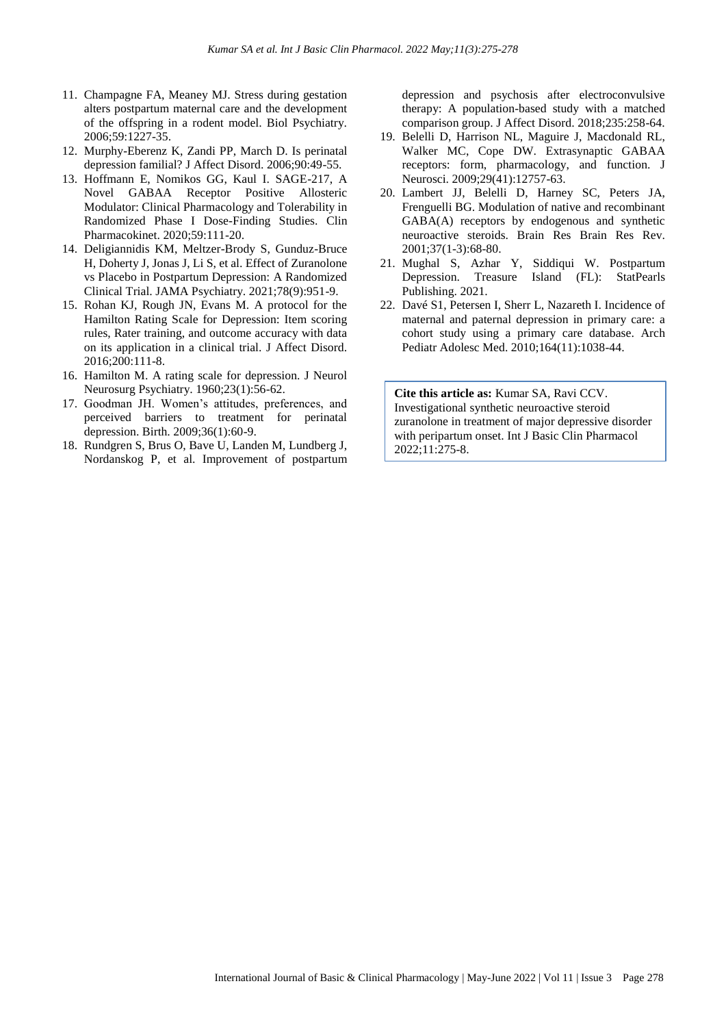11. Champagne FA, Meaney MJ. Stress during gestation alters postpartum maternal care and the development of the offspring in a rodent model. Biol Psychiatry. 2006;59:1227-35.
12. Murphy-Eberenz K, Zandi PP, March D. Is perinatal depression familial? J Affect Disord. 2006;90:49-55.
13. Hoffmann E, Nomikos GG, Kaul I. SAGE-217, A Novel GABAA Receptor Positive Allosteric Modulator: Clinical Pharmacology and Tolerability in Randomized Phase I Dose-Finding Studies. Clin Pharmacokinet. 2020;59:111-20.
14. Deligiannidis KM, Meltzer-Brody S, Gunduz-Bruce H, Doherty J, Jonas J, Li S, et al. Effect of Zuranolone vs Placebo in Postpartum Depression: A Randomized Clinical Trial. JAMA Psychiatry. 2021;78(9):951-9.
15. Rohan KJ, Rough JN, Evans M. A protocol for the Hamilton Rating Scale for Depression: Item scoring rules, Rater training, and outcome accuracy with data on its application in a clinical trial. J Affect Disord. 2016;200:111-8.
16. Hamilton M. A rating scale for depression. J Neurol Neurosurg Psychiatry. 1960;23(1):56-62.
17. Goodman JH. Women's attitudes, preferences, and perceived barriers to treatment for perinatal depression. Birth. 2009;36(1):60-9.
18. Rundgren S, Brus O, Bave U, Landen M, Lundberg J, Nordanskog P, et al. Improvement of postpartum depression and psychosis after electroconvulsive therapy: A population-based study with a matched comparison group. J Affect Disord. 2018;235:258-64.
19. Belelli D, Harrison NL, Maguire J, Macdonald RL, Walker MC, Cope DW. Extrasynaptic GABAA receptors: form, pharmacology, and function. J Neurosci. 2009;29(41):12757-63.
20. Lambert JJ, Belelli D, Harney SC, Peters JA, Frenguelli BG. Modulation of native and recombinant GABA(A) receptors by endogenous and synthetic neuroactive steroids. Brain Res Brain Res Rev. 2001;37(1-3):68-80.
21. Mughal S, Azhar Y, Siddiqui W. Postpartum Depression. Treasure Island (FL): StatPearls Publishing. 2021.
22. Davé S1, Petersen I, Sherr L, Nazareth I. Incidence of maternal and paternal depression in primary care: a cohort study using a primary care database. Arch Pediatr Adolesc Med. 2010;164(11):1038-44.

**Cite this article as:** Kumar SA, Ravi CCV. Investigational synthetic neuroactive steroid zuranolone in treatment of major depressive disorder with peripartum onset. Int J Basic Clin Pharmacol 2022;11:275-8.